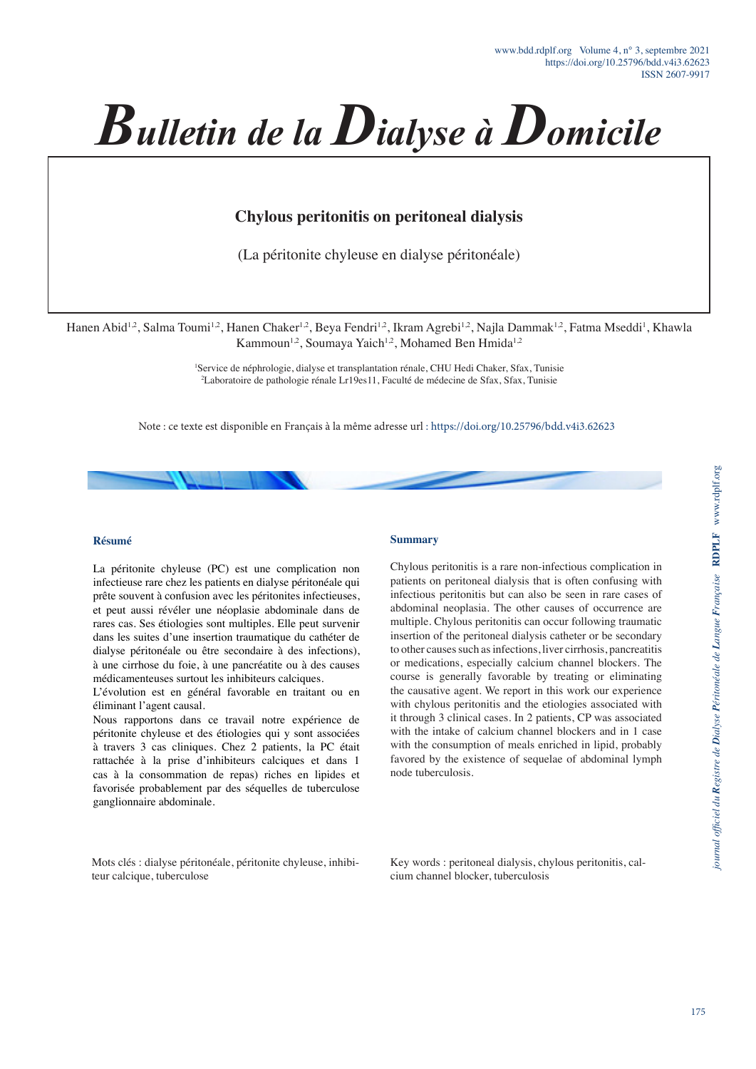# Bulletin de la Dialyse à Domicile

## Chylous peritonitis on peritoneal dialysis

(La péritonite chyleuse en dialyse péritonéale)

Hanen Abid[1,2], Salma Toumi[1,2], Hanen Chaker[1,2], Beya Fendri[1,2], Ikram Agrebi[1,2], Najla Dammak[1,2], Fatma Mseddi[1], Khawla Kammoun[1,2], Soumaya Yaich[1,2], Mohamed Ben Hmida[1,2]

[1]Service de néphrologie, dialyse et transplantation rénale, CHU Hedi Chaker, Sfax, Tunisie
[2]Laboratoire de pathologie rénale Lr19es11, Faculté de médecine de Sfax, Sfax, Tunisie

Note : ce texte est disponible en Français à la même adresse url : https://doi.org/10.25796/bdd.v4i3.62623

### Résumé

La péritonite chyleuse (PC) est une complication non infectieuse rare chez les patients en dialyse péritonéale qui prête souvent à confusion avec les péritonites infectieuses, et peut aussi révéler une néoplasie abdominale dans de rares cas. Ses étiologies sont multiples. Elle peut survenir dans les suites d'une insertion traumatique du cathéter de dialyse péritonéale ou être secondaire à des infections), à une cirrhose du foie, à une pancréatite ou à des causes médicamenteuses surtout les inhibiteurs calciques.

L'évolution est en général favorable en traitant ou en éliminant l'agent causal.

Nous rapportons dans ce travail notre expérience de péritonite chyleuse et des étiologies qui y sont associées à travers 3 cas cliniques. Chez 2 patients, la PC était rattachée à la prise d'inhibiteurs calciques et dans 1 cas à la consommation de repas) riches en lipides et favorisée probablement par des séquelles de tuberculose ganglionnaire abdominale.

Mots clés : dialyse péritonéale, péritonite chyleuse, inhibiteur calcique, tuberculose

### Summary

Chylous peritonitis is a rare non-infectious complication in patients on peritoneal dialysis that is often confusing with infectious peritonitis but can also be seen in rare cases of abdominal neoplasia. The other causes of occurrence are multiple. Chylous peritonitis can occur following traumatic insertion of the peritoneal dialysis catheter or be secondary to other causes such as infections, liver cirrhosis, pancreatitis or medications, especially calcium channel blockers. The course is generally favorable by treating or eliminating the causative agent. We report in this work our experience with chylous peritonitis and the etiologies associated with it through 3 clinical cases. In 2 patients, CP was associated with the intake of calcium channel blockers and in 1 case with the consumption of meals enriched in lipid, probably favored by the existence of sequelae of abdominal lymph node tuberculosis.

Key words : peritoneal dialysis, chylous peritonitis, calcium channel blocker, tuberculosis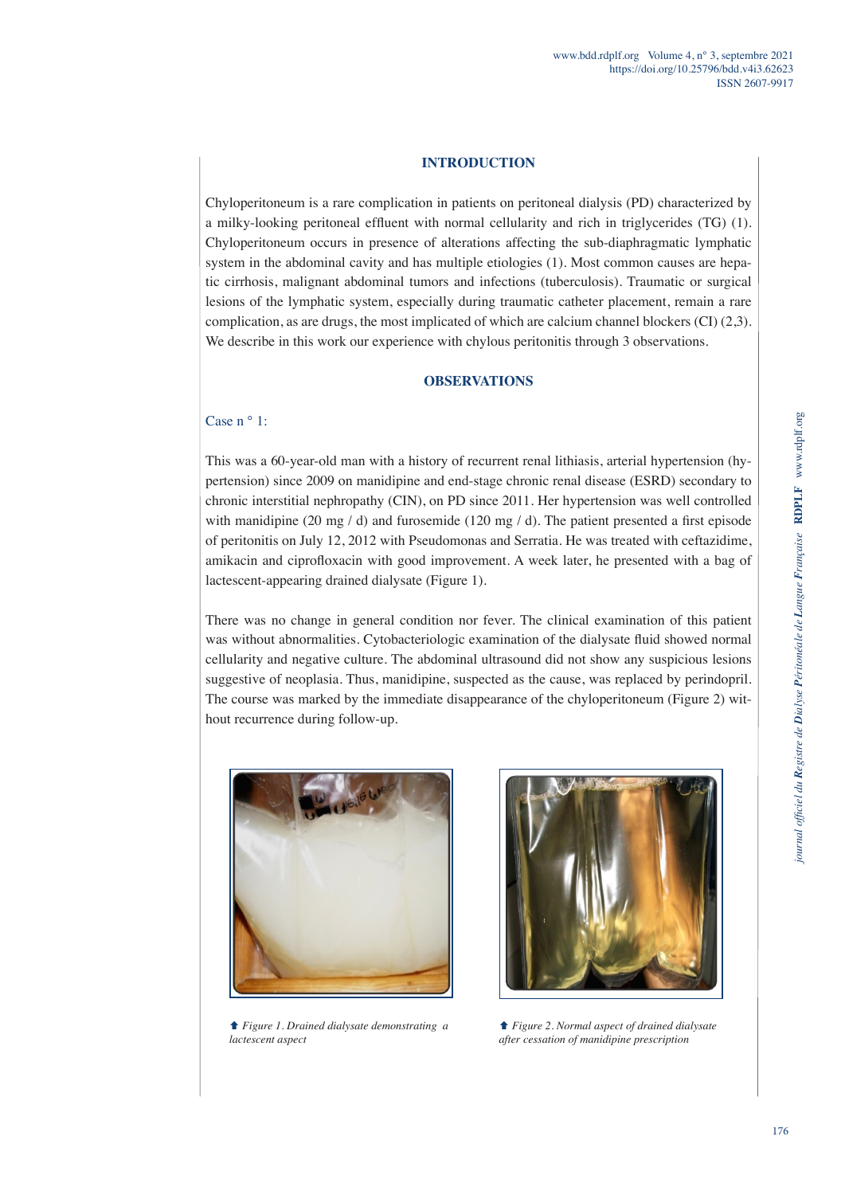## INTRODUCTION

Chyloperitoneum is a rare complication in patients on peritoneal dialysis (PD) characterized by a milky-looking peritoneal effluent with normal cellularity and rich in triglycerides (TG) (1). Chyloperitoneum occurs in presence of alterations affecting the sub-diaphragmatic lymphatic system in the abdominal cavity and has multiple etiologies (1). Most common causes are hepatic cirrhosis, malignant abdominal tumors and infections (tuberculosis). Traumatic or surgical lesions of the lymphatic system, especially during traumatic catheter placement, remain a rare complication, as are drugs, the most implicated of which are calcium channel blockers (CI) (2,3). We describe in this work our experience with chylous peritonitis through 3 observations.

## OBSERVATIONS

### Case n ° 1:

This was a 60-year-old man with a history of recurrent renal lithiasis, arterial hypertension (hypertension) since 2009 on manidipine and end-stage chronic renal disease (ESRD) secondary to chronic interstitial nephropathy (CIN), on PD since 2011. Her hypertension was well controlled with manidipine (20 mg / d) and furosemide (120 mg / d). The patient presented a first episode of peritonitis on July 12, 2012 with Pseudomonas and Serratia. He was treated with ceftazidime, amikacin and ciprofloxacin with good improvement. A week later, he presented with a bag of lactescent-appearing drained dialysate (Figure 1).

There was no change in general condition nor fever. The clinical examination of this patient was without abnormalities. Cytobacteriologic examination of the dialysate fluid showed normal cellularity and negative culture. The abdominal ultrasound did not show any suspicious lesions suggestive of neoplasia. Thus, manidipine, suspected as the cause, was replaced by perindopril. The course was marked by the immediate disappearance of the chyloperitoneum (Figure 2) without recurrence during follow-up.

*Figure 1. Drained dialysate demonstrating a lactescent aspect*

*Figure 2. Normal aspect of drained dialysate after cessation of manidipine prescription*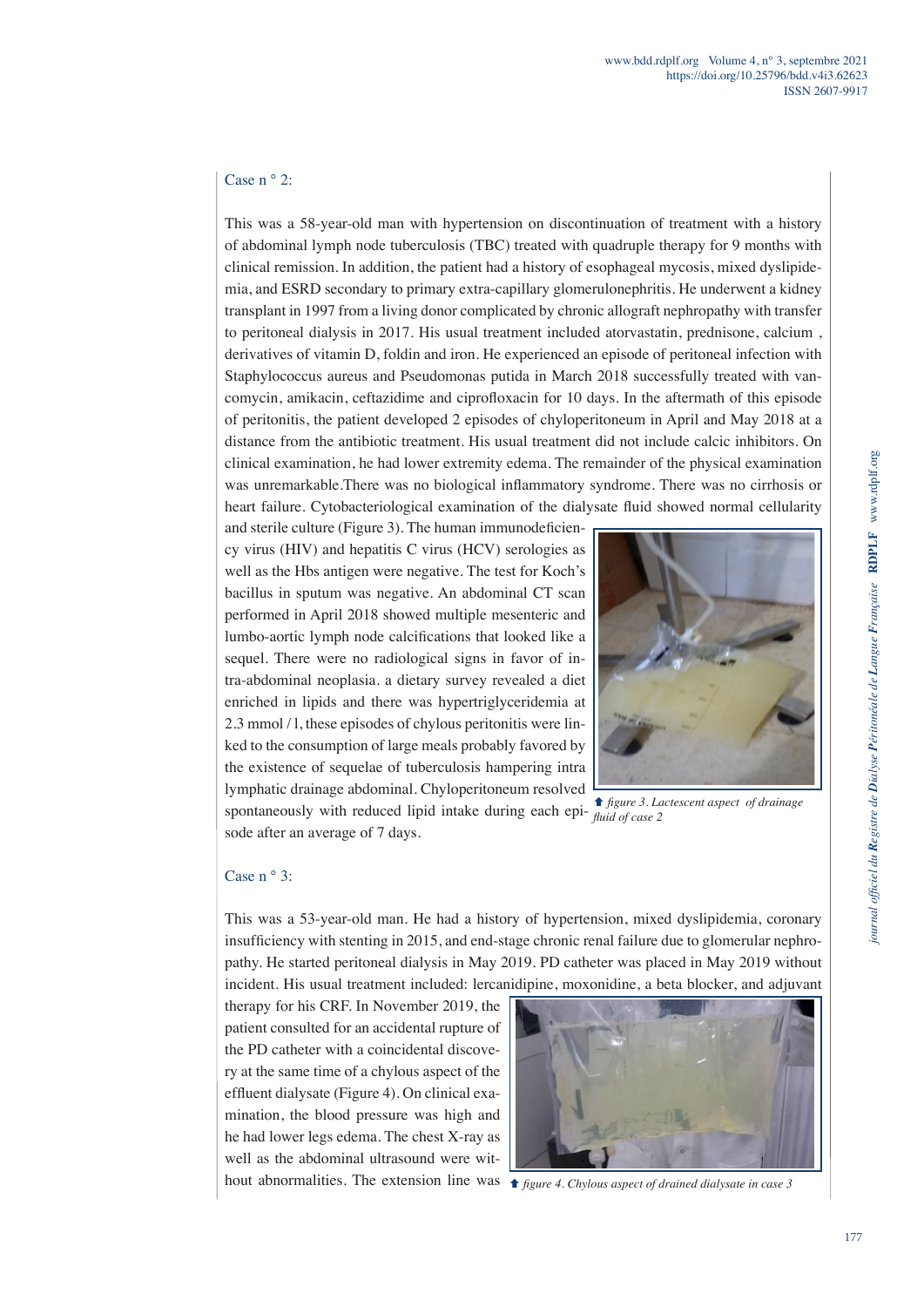## Case n ° 2:

This was a 58-year-old man with hypertension on discontinuation of treatment with a history of abdominal lymph node tuberculosis (TBC) treated with quadruple therapy for 9 months with clinical remission. In addition, the patient had a history of esophageal mycosis, mixed dyslipidemia, and ESRD secondary to primary extra-capillary glomerulonephritis. He underwent a kidney transplant in 1997 from a living donor complicated by chronic allograft nephropathy with transfer to peritoneal dialysis in 2017. His usual treatment included atorvastatin, prednisone, calcium , derivatives of vitamin D, foldin and iron. He experienced an episode of peritoneal infection with Staphylococcus aureus and Pseudomonas putida in March 2018 successfully treated with vancomycin, amikacin, ceftazidime and ciprofloxacin for 10 days. In the aftermath of this episode of peritonitis, the patient developed 2 episodes of chyloperitoneum in April and May 2018 at a distance from the antibiotic treatment. His usual treatment did not include calcic inhibitors. On clinical examination, he had lower extremity edema. The remainder of the physical examination was unremarkable.There was no biological inflammatory syndrome. There was no cirrhosis or heart failure. Cytobacteriological examination of the dialysate fluid showed normal cellularity and sterile culture (Figure 3). The human immunodeficiency virus (HIV) and hepatitis C virus (HCV) serologies as well as the Hbs antigen were negative. The test for Koch's bacillus in sputum was negative. An abdominal CT scan performed in April 2018 showed multiple mesenteric and lumbo-aortic lymph node calcifications that looked like a sequel. There were no radiological signs in favor of intra-abdominal neoplasia. a dietary survey revealed a diet enriched in lipids and there was hypertriglyceridemia at 2.3 mmol / l, these episodes of chylous peritonitis were linked to the consumption of large meals probably favored by the existence of sequelae of tuberculosis hampering intra lymphatic drainage abdominal. Chyloperitoneum resolved spontaneously with reduced lipid intake during each episode after an average of 7 days.

*figure 3. Lactescent aspect of drainage fluid of case 2*

## Case n ° 3:

This was a 53-year-old man. He had a history of hypertension, mixed dyslipidemia, coronary insufficiency with stenting in 2015, and end-stage chronic renal failure due to glomerular nephropathy. He started peritoneal dialysis in May 2019. PD catheter was placed in May 2019 without incident. His usual treatment included: lercanidipine, moxonidine, a beta blocker, and adjuvant therapy for his CRF. In November 2019, the patient consulted for an accidental rupture of the PD catheter with a coincidental discovery at the same time of a chylous aspect of the effluent dialysate (Figure 4). On clinical examination, the blood pressure was high and he had lower legs edema. The chest X-ray as well as the abdominal ultrasound were without abnormalities. The extension line was

*figure 4. Chylous aspect of drained dialysate in case 3*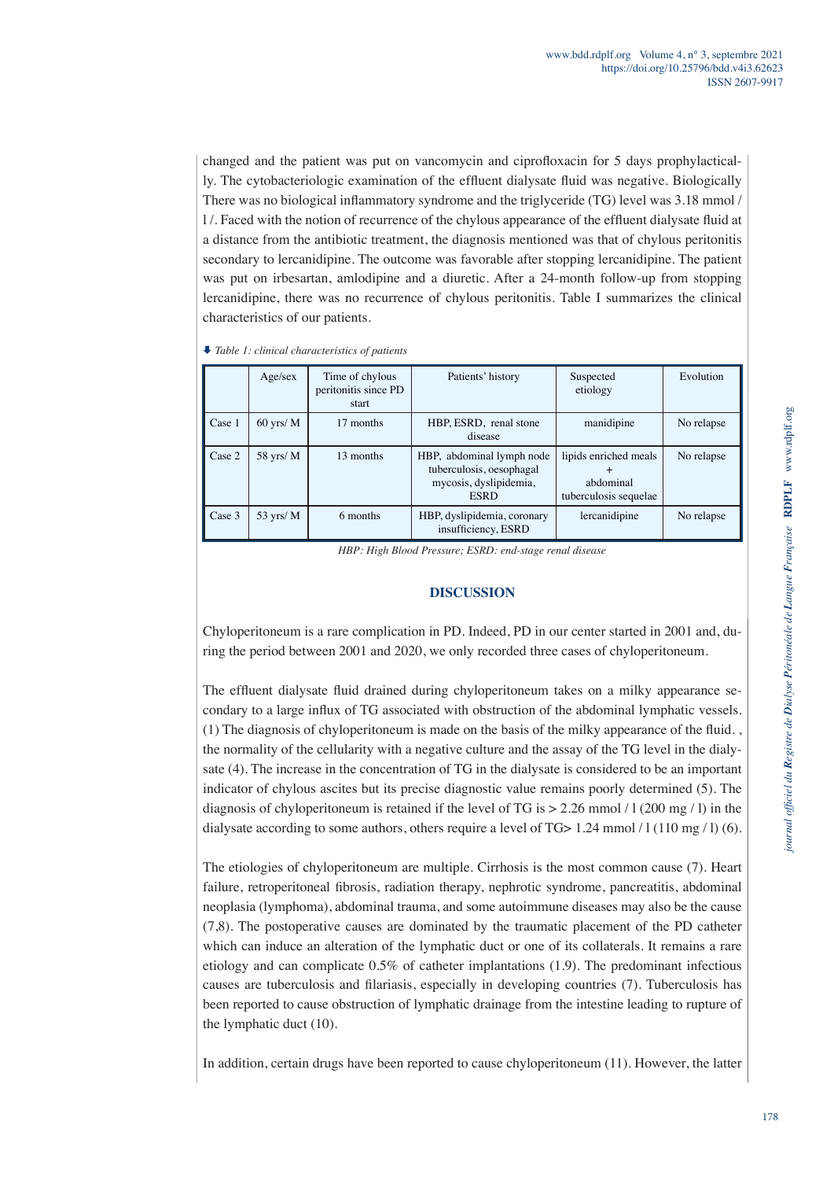changed and the patient was put on vancomycin and ciprofloxacin for 5 days prophylactically. The cytobacteriologic examination of the effluent dialysate fluid was negative. Biologically There was no biological inflammatory syndrome and the triglyceride (TG) level was 3.18 mmol / l /. Faced with the notion of recurrence of the chylous appearance of the effluent dialysate fluid at a distance from the antibiotic treatment, the diagnosis mentioned was that of chylous peritonitis secondary to lercanidipine. The outcome was favorable after stopping lercanidipine. The patient was put on irbesartan, amlodipine and a diuretic. After a 24-month follow-up from stopping lercanidipine, there was no recurrence of chylous peritonitis. Table I summarizes the clinical characteristics of our patients.

*Table 1: clinical characteristics of patients*

| | Age/sex | Time of chylous peritonitis since PD start | Patients' history | Suspected etiology | Evolution |
|---|---|---|---|---|---|
| Case 1 | 60 yrs/ M | 17 months | HBP, ESRD, renal stone disease | manidipine | No relapse |
| Case 2 | 58 yrs/ M | 13 months | HBP, abdominal lymph node tuberculosis, oesophagal mycosis, dyslipidemia, ESRD | lipids enriched meals + abdominal tuberculosis sequelae | No relapse |
| Case 3 | 53 yrs/ M | 6 months | HBP, dyslipidemia, coronary insufficiency, ESRD | lercanidipine | No relapse |

*HBP: High Blood Pressure; ESRD: end-stage renal disease*

## DISCUSSION

Chyloperitoneum is a rare complication in PD. Indeed, PD in our center started in 2001 and, during the period between 2001 and 2020, we only recorded three cases of chyloperitoneum.

The effluent dialysate fluid drained during chyloperitoneum takes on a milky appearance secondary to a large influx of TG associated with obstruction of the abdominal lymphatic vessels. (1) The diagnosis of chyloperitoneum is made on the basis of the milky appearance of the fluid. , the normality of the cellularity with a negative culture and the assay of the TG level in the dialysate (4). The increase in the concentration of TG in the dialysate is considered to be an important indicator of chylous ascites but its precise diagnostic value remains poorly determined (5). The diagnosis of chyloperitoneum is retained if the level of TG is > 2.26 mmol / l (200 mg / l) in the dialysate according to some authors, others require a level of TG> 1.24 mmol / l (110 mg / l) (6).

The etiologies of chyloperitoneum are multiple. Cirrhosis is the most common cause (7). Heart failure, retroperitoneal fibrosis, radiation therapy, nephrotic syndrome, pancreatitis, abdominal neoplasia (lymphoma), abdominal trauma, and some autoimmune diseases may also be the cause (7,8). The postoperative causes are dominated by the traumatic placement of the PD catheter which can induce an alteration of the lymphatic duct or one of its collaterals. It remains a rare etiology and can complicate 0.5% of catheter implantations (1.9). The predominant infectious causes are tuberculosis and filariasis, especially in developing countries (7). Tuberculosis has been reported to cause obstruction of lymphatic drainage from the intestine leading to rupture of the lymphatic duct (10).

In addition, certain drugs have been reported to cause chyloperitoneum (11). However, the latter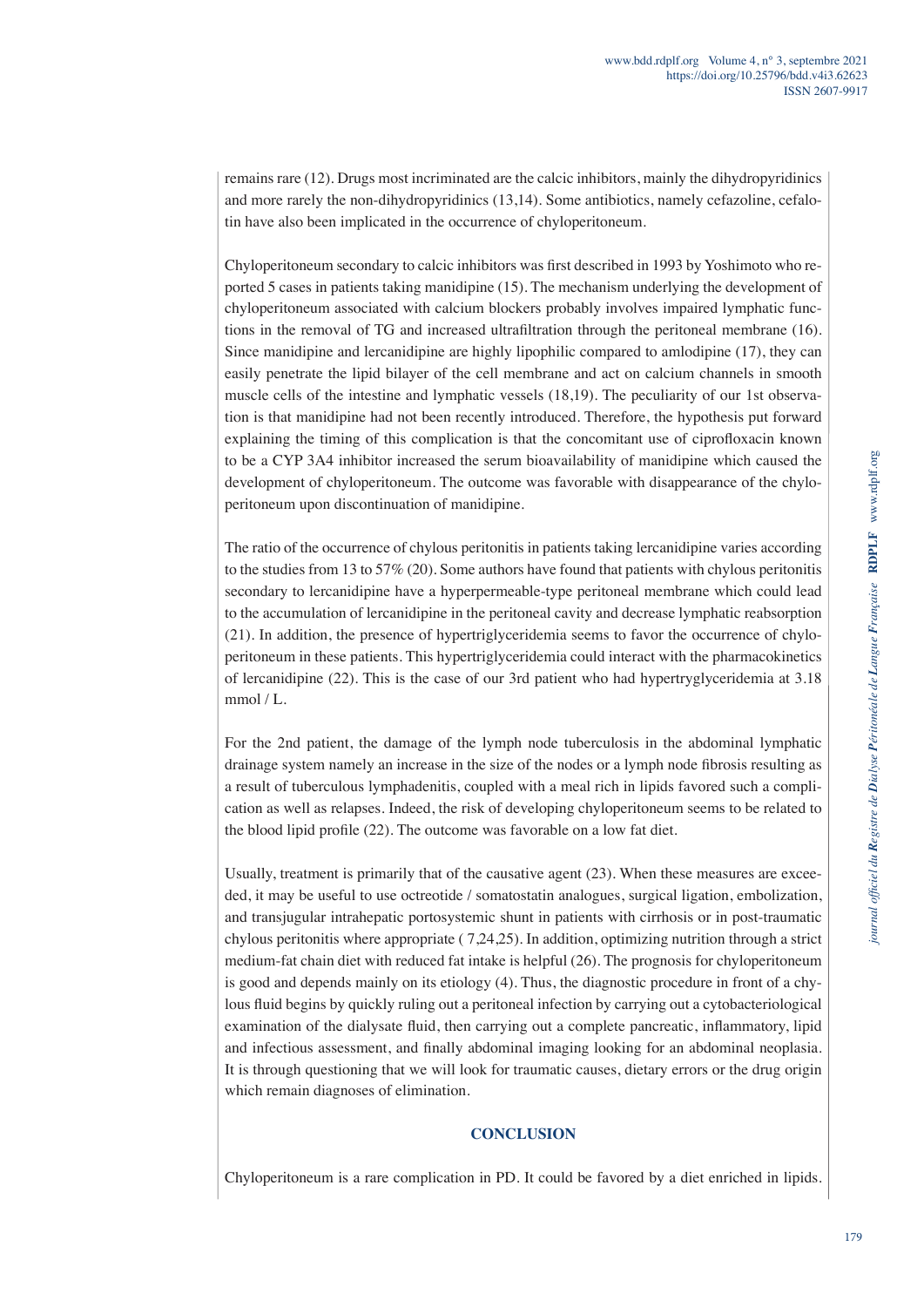remains rare (12). Drugs most incriminated are the calcic inhibitors, mainly the dihydropyridinics and more rarely the non-dihydropyridinics (13,14). Some antibiotics, namely cefazoline, cefalotin have also been implicated in the occurrence of chyloperitoneum.

Chyloperitoneum secondary to calcic inhibitors was first described in 1993 by Yoshimoto who reported 5 cases in patients taking manidipine (15). The mechanism underlying the development of chyloperitoneum associated with calcium blockers probably involves impaired lymphatic functions in the removal of TG and increased ultrafiltration through the peritoneal membrane (16). Since manidipine and lercanidipine are highly lipophilic compared to amlodipine (17), they can easily penetrate the lipid bilayer of the cell membrane and act on calcium channels in smooth muscle cells of the intestine and lymphatic vessels (18,19). The peculiarity of our 1st observation is that manidipine had not been recently introduced. Therefore, the hypothesis put forward explaining the timing of this complication is that the concomitant use of ciprofloxacin known to be a CYP 3A4 inhibitor increased the serum bioavailability of manidipine which caused the development of chyloperitoneum. The outcome was favorable with disappearance of the chyloperitoneum upon discontinuation of manidipine.

The ratio of the occurrence of chylous peritonitis in patients taking lercanidipine varies according to the studies from 13 to 57% (20). Some authors have found that patients with chylous peritonitis secondary to lercanidipine have a hyperpermeable-type peritoneal membrane which could lead to the accumulation of lercanidipine in the peritoneal cavity and decrease lymphatic reabsorption (21). In addition, the presence of hypertriglyceridemia seems to favor the occurrence of chyloperitoneum in these patients. This hypertriglyceridemia could interact with the pharmacokinetics of lercanidipine (22). This is the case of our 3rd patient who had hypertryglyceridemia at 3.18 mmol / L.

For the 2nd patient, the damage of the lymph node tuberculosis in the abdominal lymphatic drainage system namely an increase in the size of the nodes or a lymph node fibrosis resulting as a result of tuberculous lymphadenitis, coupled with a meal rich in lipids favored such a complication as well as relapses. Indeed, the risk of developing chyloperitoneum seems to be related to the blood lipid profile (22). The outcome was favorable on a low fat diet.

Usually, treatment is primarily that of the causative agent (23). When these measures are exceeded, it may be useful to use octreotide / somatostatin analogues, surgical ligation, embolization, and transjugular intrahepatic portosystemic shunt in patients with cirrhosis or in post-traumatic chylous peritonitis where appropriate ( 7,24,25). In addition, optimizing nutrition through a strict medium-fat chain diet with reduced fat intake is helpful (26). The prognosis for chyloperitoneum is good and depends mainly on its etiology (4). Thus, the diagnostic procedure in front of a chylous fluid begins by quickly ruling out a peritoneal infection by carrying out a cytobacteriological examination of the dialysate fluid, then carrying out a complete pancreatic, inflammatory, lipid and infectious assessment, and finally abdominal imaging looking for an abdominal neoplasia. It is through questioning that we will look for traumatic causes, dietary errors or the drug origin which remain diagnoses of elimination.

## CONCLUSION

Chyloperitoneum is a rare complication in PD. It could be favored by a diet enriched in lipids.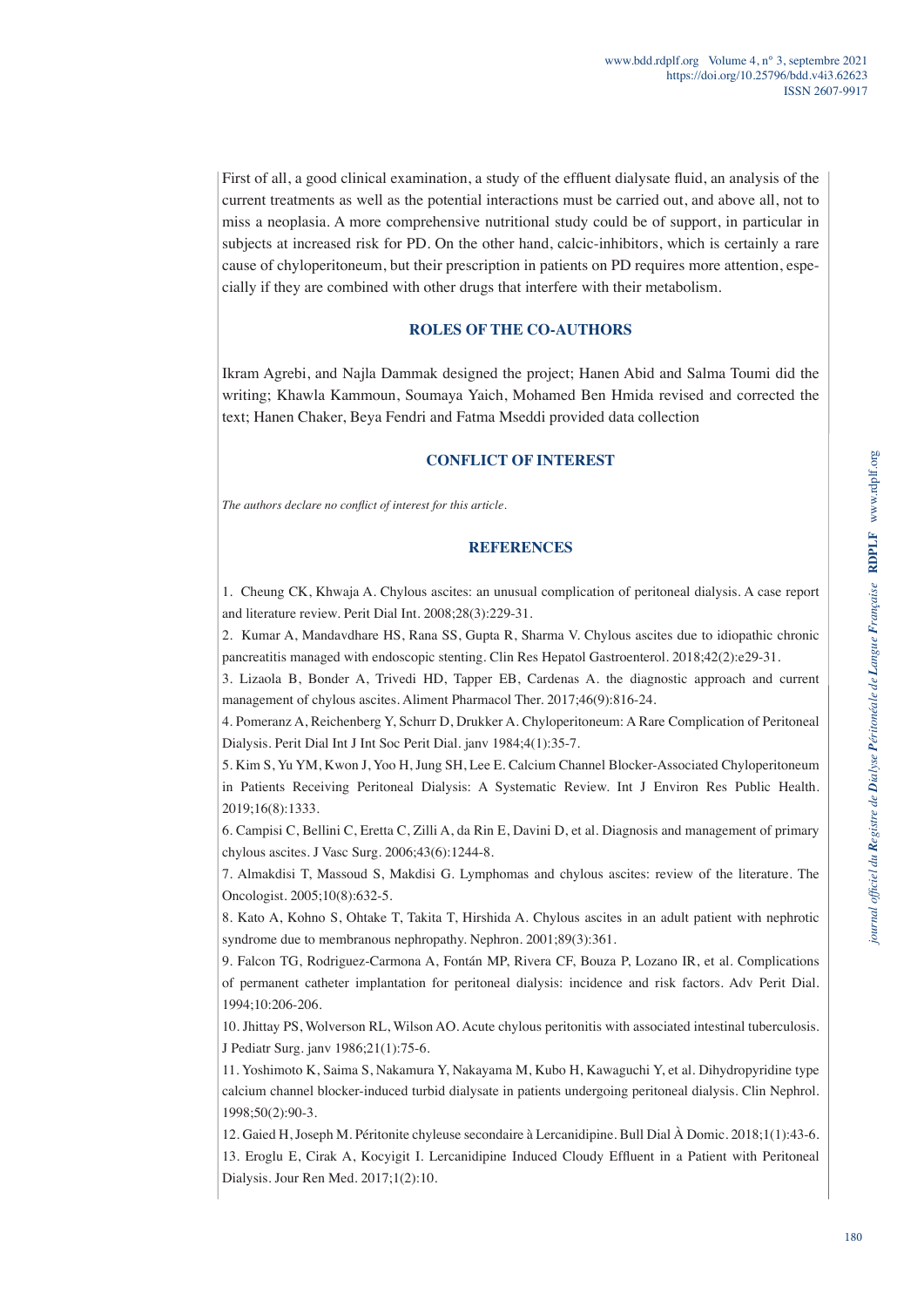First of all, a good clinical examination, a study of the effluent dialysate fluid, an analysis of the current treatments as well as the potential interactions must be carried out, and above all, not to miss a neoplasia. A more comprehensive nutritional study could be of support, in particular in subjects at increased risk for PD. On the other hand, calcic-inhibitors, which is certainly a rare cause of chyloperitoneum, but their prescription in patients on PD requires more attention, especially if they are combined with other drugs that interfere with their metabolism.

## ROLES OF THE CO-AUTHORS

Ikram Agrebi, and Najla Dammak designed the project; Hanen Abid and Salma Toumi did the writing; Khawla Kammoun, Soumaya Yaich, Mohamed Ben Hmida revised and corrected the text; Hanen Chaker, Beya Fendri and Fatma Mseddi provided data collection

## CONFLICT OF INTEREST

*The authors declare no conflict of interest for this article.*

## REFERENCES

1. Cheung CK, Khwaja A. Chylous ascites: an unusual complication of peritoneal dialysis. A case report and literature review. Perit Dial Int. 2008;28(3):229-31.
2. Kumar A, Mandavdhare HS, Rana SS, Gupta R, Sharma V. Chylous ascites due to idiopathic chronic pancreatitis managed with endoscopic stenting. Clin Res Hepatol Gastroenterol. 2018;42(2):e29-31.
3. Lizaola B, Bonder A, Trivedi HD, Tapper EB, Cardenas A. the diagnostic approach and current management of chylous ascites. Aliment Pharmacol Ther. 2017;46(9):816-24.
4. Pomeranz A, Reichenberg Y, Schurr D, Drukker A. Chyloperitoneum: A Rare Complication of Peritoneal Dialysis. Perit Dial Int J Int Soc Perit Dial. janv 1984;4(1):35-7.
5. Kim S, Yu YM, Kwon J, Yoo H, Jung SH, Lee E. Calcium Channel Blocker-Associated Chyloperitoneum in Patients Receiving Peritoneal Dialysis: A Systematic Review. Int J Environ Res Public Health. 2019;16(8):1333.
6. Campisi C, Bellini C, Eretta C, Zilli A, da Rin E, Davini D, et al. Diagnosis and management of primary chylous ascites. J Vasc Surg. 2006;43(6):1244-8.
7. Almakdisi T, Massoud S, Makdisi G. Lymphomas and chylous ascites: review of the literature. The Oncologist. 2005;10(8):632-5.
8. Kato A, Kohno S, Ohtake T, Takita T, Hirshida A. Chylous ascites in an adult patient with nephrotic syndrome due to membranous nephropathy. Nephron. 2001;89(3):361.
9. Falcon TG, Rodriguez-Carmona A, Fontán MP, Rivera CF, Bouza P, Lozano IR, et al. Complications of permanent catheter implantation for peritoneal dialysis: incidence and risk factors. Adv Perit Dial. 1994;10:206-206.
10. Jhittay PS, Wolverson RL, Wilson AO. Acute chylous peritonitis with associated intestinal tuberculosis. J Pediatr Surg. janv 1986;21(1):75-6.
11. Yoshimoto K, Saima S, Nakamura Y, Nakayama M, Kubo H, Kawaguchi Y, et al. Dihydropyridine type calcium channel blocker-induced turbid dialysate in patients undergoing peritoneal dialysis. Clin Nephrol. 1998;50(2):90-3.
12. Gaied H, Joseph M. Péritonite chyleuse secondaire à Lercanidipine. Bull Dial À Domic. 2018;1(1):43-6.
13. Eroglu E, Cirak A, Kocyigit I. Lercanidipine Induced Cloudy Effluent in a Patient with Peritoneal Dialysis. Jour Ren Med. 2017;1(2):10.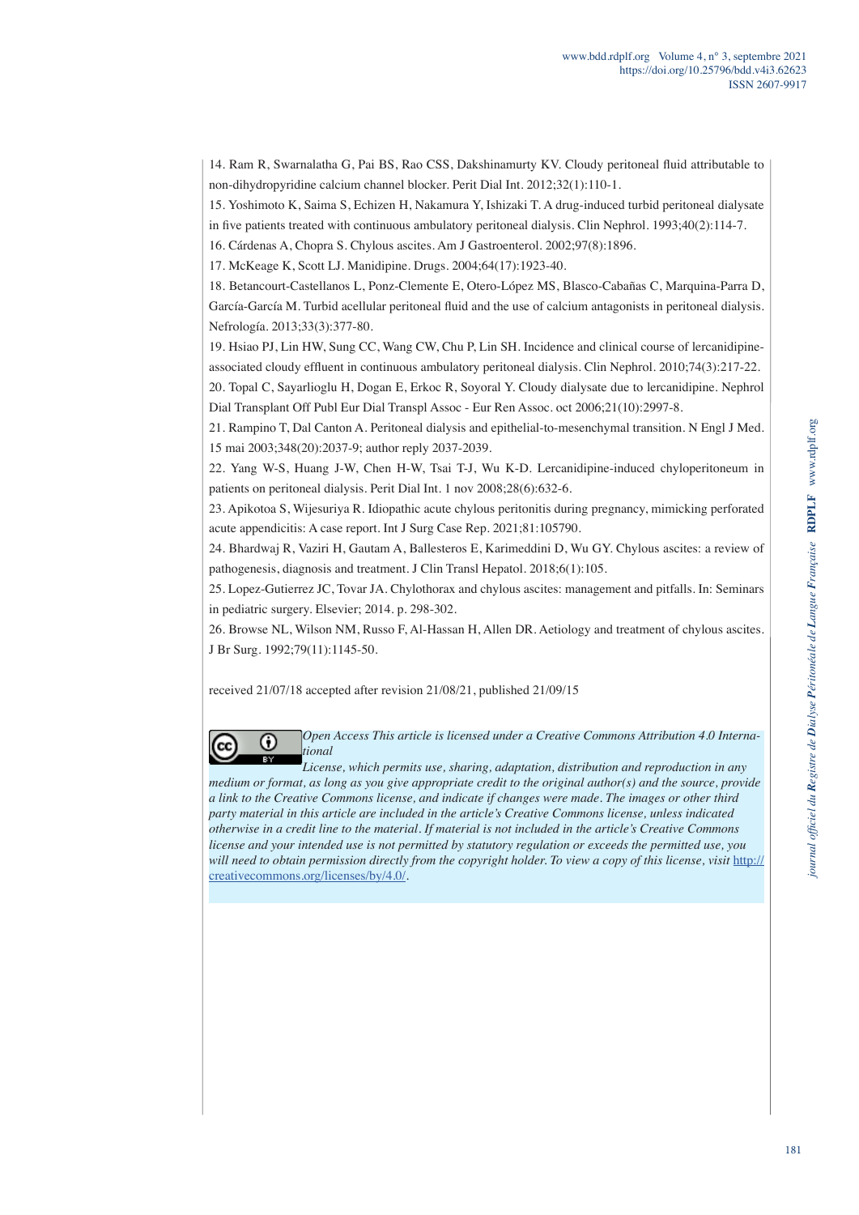14. Ram R, Swarnalatha G, Pai BS, Rao CSS, Dakshinamurty KV. Cloudy peritoneal fluid attributable to non-dihydropyridine calcium channel blocker. Perit Dial Int. 2012;32(1):110-1.

15. Yoshimoto K, Saima S, Echizen H, Nakamura Y, Ishizaki T. A drug-induced turbid peritoneal dialysate in five patients treated with continuous ambulatory peritoneal dialysis. Clin Nephrol. 1993;40(2):114-7.

16. Cárdenas A, Chopra S. Chylous ascites. Am J Gastroenterol. 2002;97(8):1896.

17. McKeage K, Scott LJ. Manidipine. Drugs. 2004;64(17):1923-40.

18. Betancourt-Castellanos L, Ponz-Clemente E, Otero-López MS, Blasco-Cabañas C, Marquina-Parra D, García-García M. Turbid acellular peritoneal fluid and the use of calcium antagonists in peritoneal dialysis. Nefrología. 2013;33(3):377-80.

19. Hsiao PJ, Lin HW, Sung CC, Wang CW, Chu P, Lin SH. Incidence and clinical course of lercanidipine-associated cloudy effluent in continuous ambulatory peritoneal dialysis. Clin Nephrol. 2010;74(3):217-22.

20. Topal C, Sayarlioglu H, Dogan E, Erkoc R, Soyoral Y. Cloudy dialysate due to lercanidipine. Nephrol Dial Transplant Off Publ Eur Dial Transpl Assoc - Eur Ren Assoc. oct 2006;21(10):2997-8.

21. Rampino T, Dal Canton A. Peritoneal dialysis and epithelial-to-mesenchymal transition. N Engl J Med. 15 mai 2003;348(20):2037-9; author reply 2037-2039.

22. Yang W-S, Huang J-W, Chen H-W, Tsai T-J, Wu K-D. Lercanidipine-induced chyloperitoneum in patients on peritoneal dialysis. Perit Dial Int. 1 nov 2008;28(6):632-6.

23. Apikotoa S, Wijesuriya R. Idiopathic acute chylous peritonitis during pregnancy, mimicking perforated acute appendicitis: A case report. Int J Surg Case Rep. 2021;81:105790.

24. Bhardwaj R, Vaziri H, Gautam A, Ballesteros E, Karimeddini D, Wu GY. Chylous ascites: a review of pathogenesis, diagnosis and treatment. J Clin Transl Hepatol. 2018;6(1):105.

25. Lopez-Gutierrez JC, Tovar JA. Chylothorax and chylous ascites: management and pitfalls. In: Seminars in pediatric surgery. Elsevier; 2014. p. 298-302.

26. Browse NL, Wilson NM, Russo F, Al-Hassan H, Allen DR. Aetiology and treatment of chylous ascites. J Br Surg. 1992;79(11):1145-50.

received 21/07/18 accepted after revision 21/08/21, published 21/09/15

*Open Access This article is licensed under a Creative Commons Attribution 4.0 International License, which permits use, sharing, adaptation, distribution and reproduction in any medium or format, as long as you give appropriate credit to the original author(s) and the source, provide a link to the Creative Commons license, and indicate if changes were made. The images or other third party material in this article are included in the article's Creative Commons license, unless indicated otherwise in a credit line to the material. If material is not included in the article's Creative Commons license and your intended use is not permitted by statutory regulation or exceeds the permitted use, you will need to obtain permission directly from the copyright holder. To view a copy of this license, visit* http://creativecommons.org/licenses/by/4.0/.